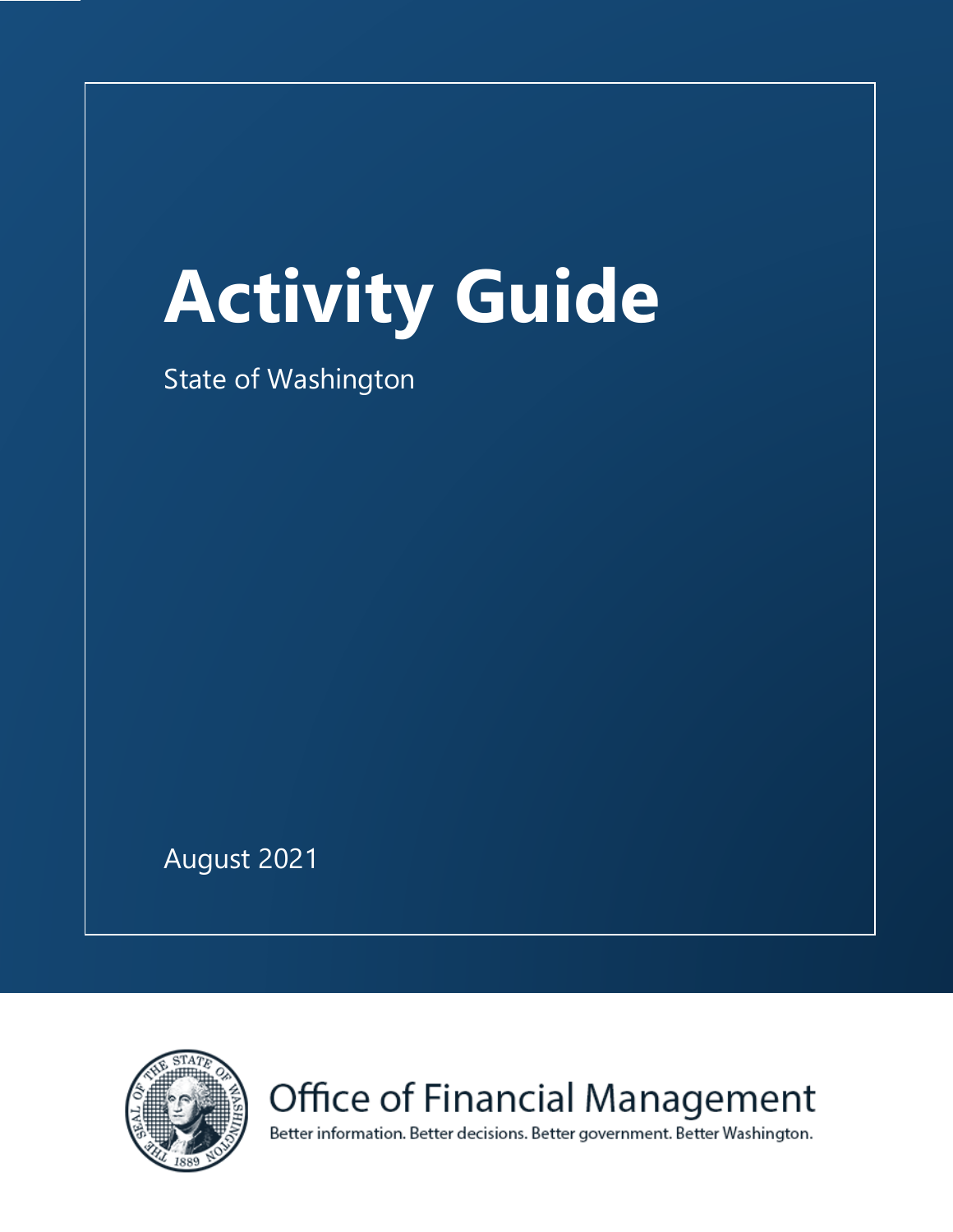# Activity Guide

State of Washington

August 2021

Office of Financial Management

Better information. Better decisions. Better government. Better Washington.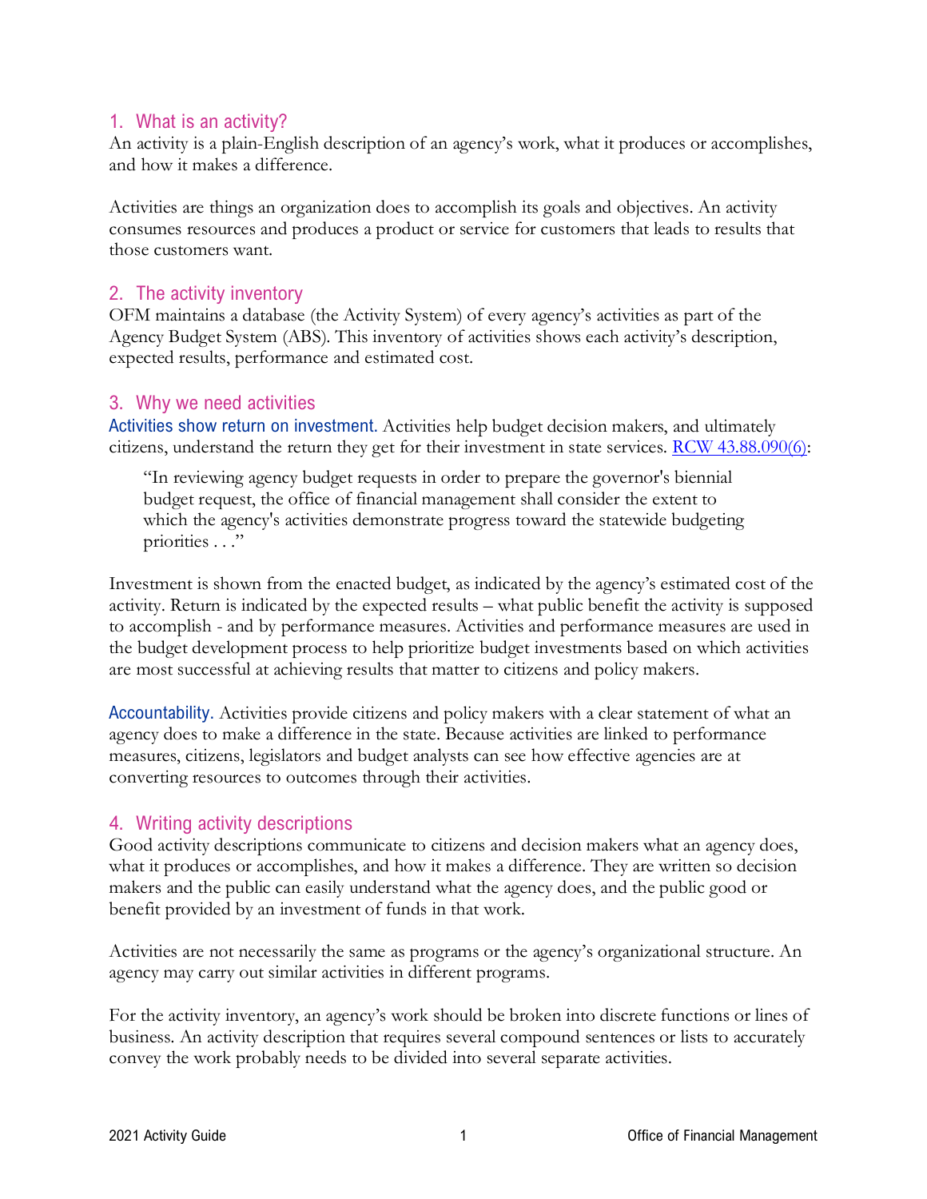## 1. What is an activity?

An activity is a plain-English description of an agency's work, what it produces or accomplishes, and how it makes a difference.

Activities are things an organization does to accomplish its goals and objectives. An activity consumes resources and produces a product or service for customers that leads to results that those customers want.

## 2. The activity inventory

OFM maintains a database (the Activity System) of every agency's activities as part of the Agency Budget System (ABS). This inventory of activities shows each activity's description, expected results, performance and estimated cost.

## 3. Why we need activities

**Activities show return on investment.** Activities help budget decision makers, and ultimately citizens, understand the return they get for their investment in state services. [RCW 43.88.090(6)](RCW 43.88.090(6)):

> "In reviewing agency budget requests in order to prepare the governor's biennial budget request, the office of financial management shall consider the extent to which the agency's activities demonstrate progress toward the statewide budgeting priorities . . ."

Investment is shown from the enacted budget, as indicated by the agency's estimated cost of the activity. Return is indicated by the expected results – what public benefit the activity is supposed to accomplish - and by performance measures. Activities and performance measures are used in the budget development process to help prioritize budget investments based on which activities are most successful at achieving results that matter to citizens and policy makers.

**Accountability.** Activities provide citizens and policy makers with a clear statement of what an agency does to make a difference in the state. Because activities are linked to performance measures, citizens, legislators and budget analysts can see how effective agencies are at converting resources to outcomes through their activities.

## 4. Writing activity descriptions

Good activity descriptions communicate to citizens and decision makers what an agency does, what it produces or accomplishes, and how it makes a difference. They are written so decision makers and the public can easily understand what the agency does, and the public good or benefit provided by an investment of funds in that work.

Activities are not necessarily the same as programs or the agency's organizational structure. An agency may carry out similar activities in different programs.

For the activity inventory, an agency's work should be broken into discrete functions or lines of business. An activity description that requires several compound sentences or lists to accurately convey the work probably needs to be divided into several separate activities.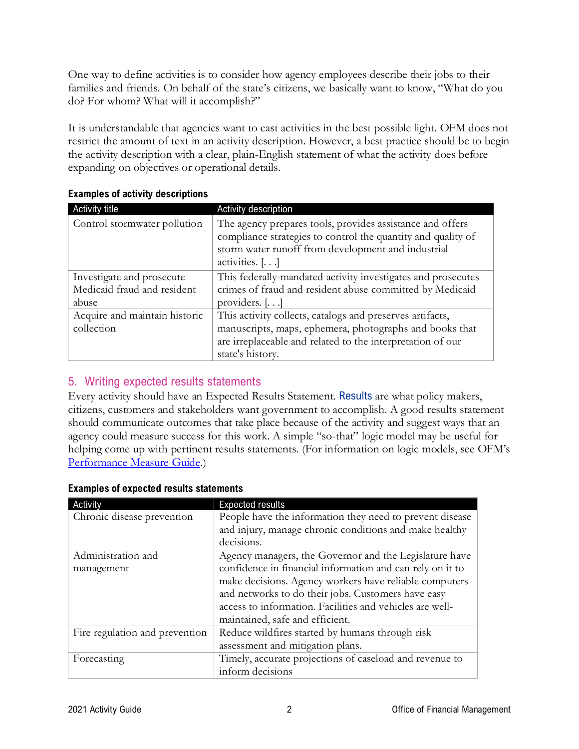One way to define activities is to consider how agency employees describe their jobs to their families and friends. On behalf of the state's citizens, we basically want to know, "What do you do? For whom? What will it accomplish?"

It is understandable that agencies want to cast activities in the best possible light. OFM does not restrict the amount of text in an activity description. However, a best practice should be to begin the activity description with a clear, plain-English statement of what the activity does before expanding on objectives or operational details.

**Examples of activity descriptions**

| Activity title | Activity description |
| --- | --- |
| Control stormwater pollution | The agency prepares tools, provides assistance and offers compliance strategies to control the quantity and quality of storm water runoff from development and industrial activities. [. . .] |
| Investigate and prosecute Medicaid fraud and resident abuse | This federally-mandated activity investigates and prosecutes crimes of fraud and resident abuse committed by Medicaid providers. [. . .] |
| Acquire and maintain historic collection | This activity collects, catalogs and preserves artifacts, manuscripts, maps, ephemera, photographs and books that are irreplaceable and related to the interpretation of our state's history. |

## 5. Writing expected results statements

Every activity should have an Expected Results Statement. Results are what policy makers, citizens, customers and stakeholders want government to accomplish. A good results statement should communicate outcomes that take place because of the activity and suggest ways that an agency could measure success for this work. A simple "so-that" logic model may be useful for helping come up with pertinent results statements. (For information on logic models, see OFM's Performance Measure Guide.)

**Examples of expected results statements**

| Activity | Expected results |
| --- | --- |
| Chronic disease prevention | People have the information they need to prevent disease and injury, manage chronic conditions and make healthy decisions. |
| Administration and management | Agency managers, the Governor and the Legislature have confidence in financial information and can rely on it to make decisions. Agency workers have reliable computers and networks to do their jobs. Customers have easy access to information. Facilities and vehicles are well-maintained, safe and efficient. |
| Fire regulation and prevention | Reduce wildfires started by humans through risk assessment and mitigation plans. |
| Forecasting | Timely, accurate projections of caseload and revenue to inform decisions |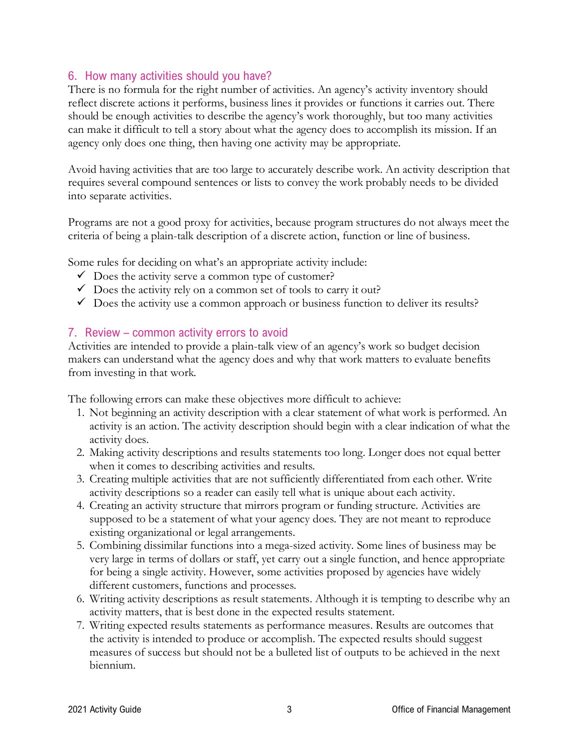## 6. How many activities should you have?

There is no formula for the right number of activities. An agency's activity inventory should reflect discrete actions it performs, business lines it provides or functions it carries out. There should be enough activities to describe the agency's work thoroughly, but too many activities can make it difficult to tell a story about what the agency does to accomplish its mission. If an agency only does one thing, then having one activity may be appropriate.

Avoid having activities that are too large to accurately describe work. An activity description that requires several compound sentences or lists to convey the work probably needs to be divided into separate activities.

Programs are not a good proxy for activities, because program structures do not always meet the criteria of being a plain-talk description of a discrete action, function or line of business.

Some rules for deciding on what's an appropriate activity include:

- ✓ Does the activity serve a common type of customer?
- ✓ Does the activity rely on a common set of tools to carry it out?
- ✓ Does the activity use a common approach or business function to deliver its results?

## 7. Review – common activity errors to avoid

Activities are intended to provide a plain-talk view of an agency's work so budget decision makers can understand what the agency does and why that work matters to evaluate benefits from investing in that work.

The following errors can make these objectives more difficult to achieve:

1. Not beginning an activity description with a clear statement of what work is performed. An activity is an action. The activity description should begin with a clear indication of what the activity does.
2. Making activity descriptions and results statements too long. Longer does not equal better when it comes to describing activities and results.
3. Creating multiple activities that are not sufficiently differentiated from each other. Write activity descriptions so a reader can easily tell what is unique about each activity.
4. Creating an activity structure that mirrors program or funding structure. Activities are supposed to be a statement of what your agency does. They are not meant to reproduce existing organizational or legal arrangements.
5. Combining dissimilar functions into a mega-sized activity. Some lines of business may be very large in terms of dollars or staff, yet carry out a single function, and hence appropriate for being a single activity. However, some activities proposed by agencies have widely different customers, functions and processes.
6. Writing activity descriptions as result statements. Although it is tempting to describe why an activity matters, that is best done in the expected results statement.
7. Writing expected results statements as performance measures. Results are outcomes that the activity is intended to produce or accomplish. The expected results should suggest measures of success but should not be a bulleted list of outputs to be achieved in the next biennium.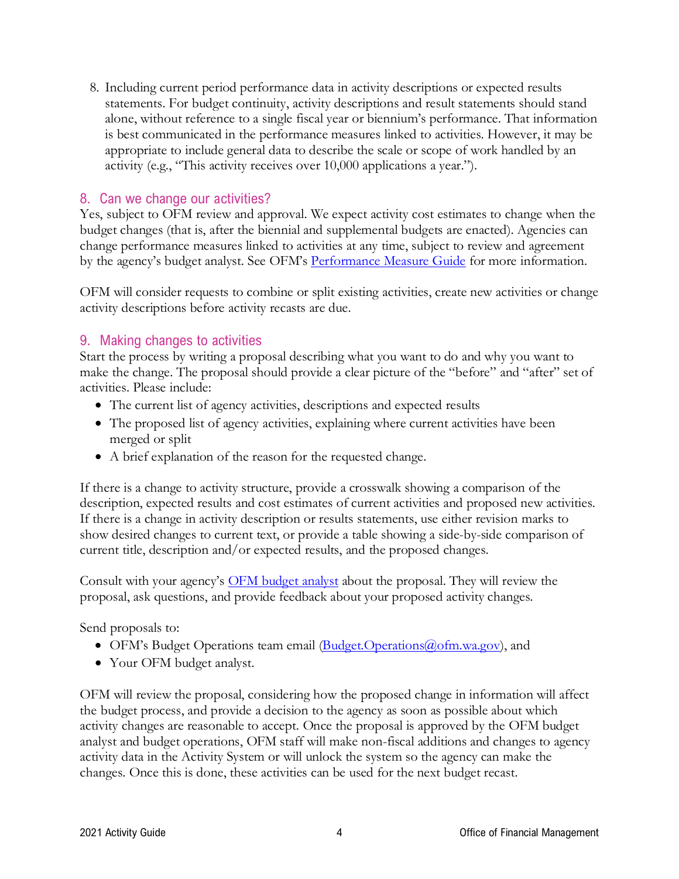8. Including current period performance data in activity descriptions or expected results statements. For budget continuity, activity descriptions and result statements should stand alone, without reference to a single fiscal year or biennium's performance. That information is best communicated in the performance measures linked to activities. However, it may be appropriate to include general data to describe the scale or scope of work handled by an activity (e.g., "This activity receives over 10,000 applications a year.").

## 8. Can we change our activities?

Yes, subject to OFM review and approval. We expect activity cost estimates to change when the budget changes (that is, after the biennial and supplemental budgets are enacted). Agencies can change performance measures linked to activities at any time, subject to review and agreement by the agency's budget analyst. See OFM's [Performance Measure Guide]() for more information.

OFM will consider requests to combine or split existing activities, create new activities or change activity descriptions before activity recasts are due.

## 9. Making changes to activities

Start the process by writing a proposal describing what you want to do and why you want to make the change. The proposal should provide a clear picture of the "before" and "after" set of activities. Please include:

- The current list of agency activities, descriptions and expected results
- The proposed list of agency activities, explaining where current activities have been merged or split
- A brief explanation of the reason for the requested change.

If there is a change to activity structure, provide a crosswalk showing a comparison of the description, expected results and cost estimates of current activities and proposed new activities. If there is a change in activity description or results statements, use either revision marks to show desired changes to current text, or provide a table showing a side-by-side comparison of current title, description and/or expected results, and the proposed changes.

Consult with your agency's [OFM budget analyst]() about the proposal. They will review the proposal, ask questions, and provide feedback about your proposed activity changes.

Send proposals to:

- OFM's Budget Operations team email ([Budget.Operations@ofm.wa.gov](mailto:Budget.Operations@ofm.wa.gov)), and
- Your OFM budget analyst.

OFM will review the proposal, considering how the proposed change in information will affect the budget process, and provide a decision to the agency as soon as possible about which activity changes are reasonable to accept. Once the proposal is approved by the OFM budget analyst and budget operations, OFM staff will make non-fiscal additions and changes to agency activity data in the Activity System or will unlock the system so the agency can make the changes. Once this is done, these activities can be used for the next budget recast.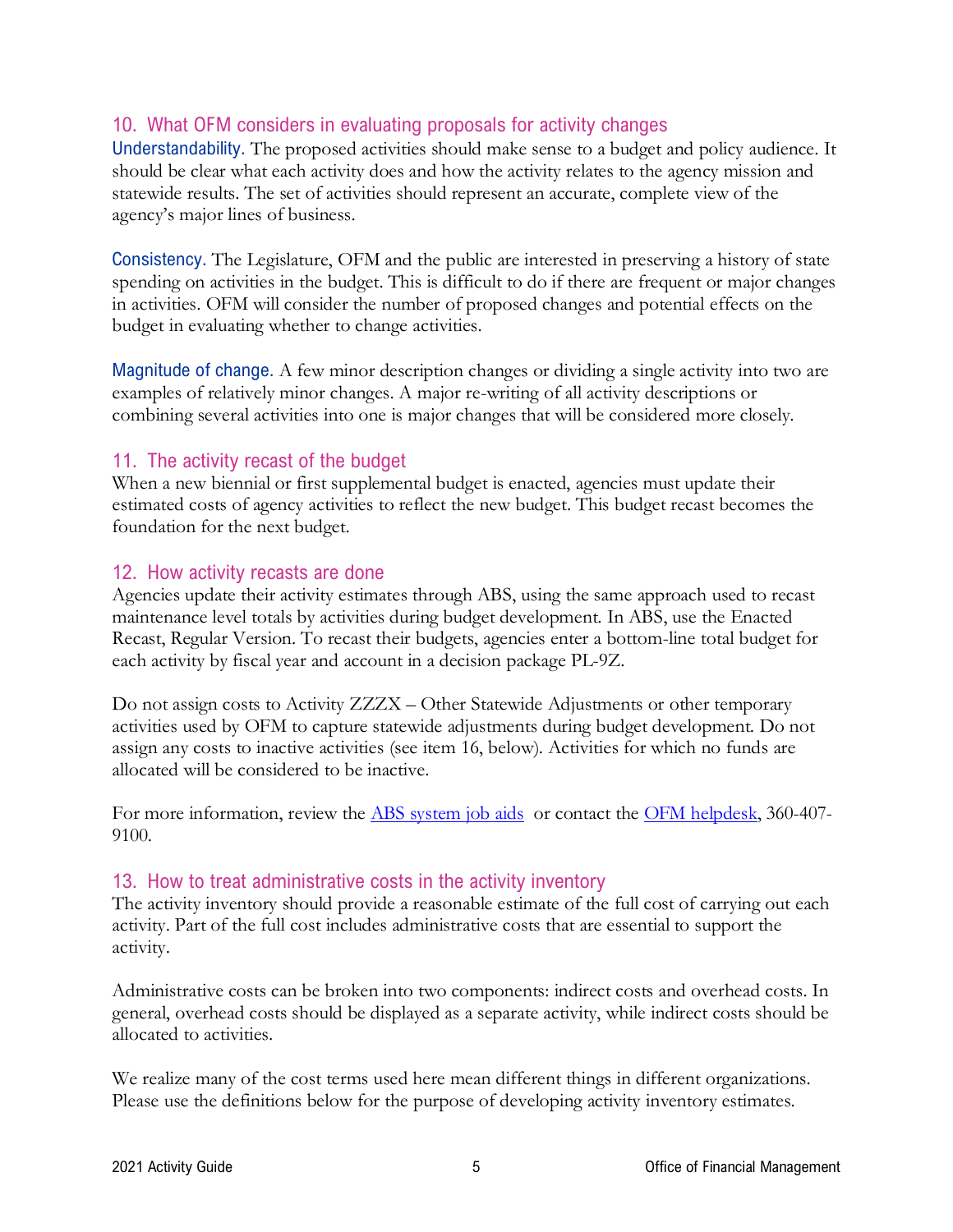## 10. What OFM considers in evaluating proposals for activity changes

**Understandability.** The proposed activities should make sense to a budget and policy audience. It should be clear what each activity does and how the activity relates to the agency mission and statewide results. The set of activities should represent an accurate, complete view of the agency's major lines of business.

**Consistency.** The Legislature, OFM and the public are interested in preserving a history of state spending on activities in the budget. This is difficult to do if there are frequent or major changes in activities. OFM will consider the number of proposed changes and potential effects on the budget in evaluating whether to change activities.

**Magnitude of change.** A few minor description changes or dividing a single activity into two are examples of relatively minor changes. A major re-writing of all activity descriptions or combining several activities into one is major changes that will be considered more closely.

## 11. The activity recast of the budget

When a new biennial or first supplemental budget is enacted, agencies must update their estimated costs of agency activities to reflect the new budget. This budget recast becomes the foundation for the next budget.

## 12. How activity recasts are done

Agencies update their activity estimates through ABS, using the same approach used to recast maintenance level totals by activities during budget development. In ABS, use the Enacted Recast, Regular Version. To recast their budgets, agencies enter a bottom-line total budget for each activity by fiscal year and account in a decision package PL-9Z.

Do not assign costs to Activity ZZZX – Other Statewide Adjustments or other temporary activities used by OFM to capture statewide adjustments during budget development. Do not assign any costs to inactive activities (see item 16, below). Activities for which no funds are allocated will be considered to be inactive.

For more information, review the ABS system job aids or contact the OFM helpdesk, 360-407-9100.

## 13. How to treat administrative costs in the activity inventory

The activity inventory should provide a reasonable estimate of the full cost of carrying out each activity. Part of the full cost includes administrative costs that are essential to support the activity.

Administrative costs can be broken into two components: indirect costs and overhead costs. In general, overhead costs should be displayed as a separate activity, while indirect costs should be allocated to activities.

We realize many of the cost terms used here mean different things in different organizations. Please use the definitions below for the purpose of developing activity inventory estimates.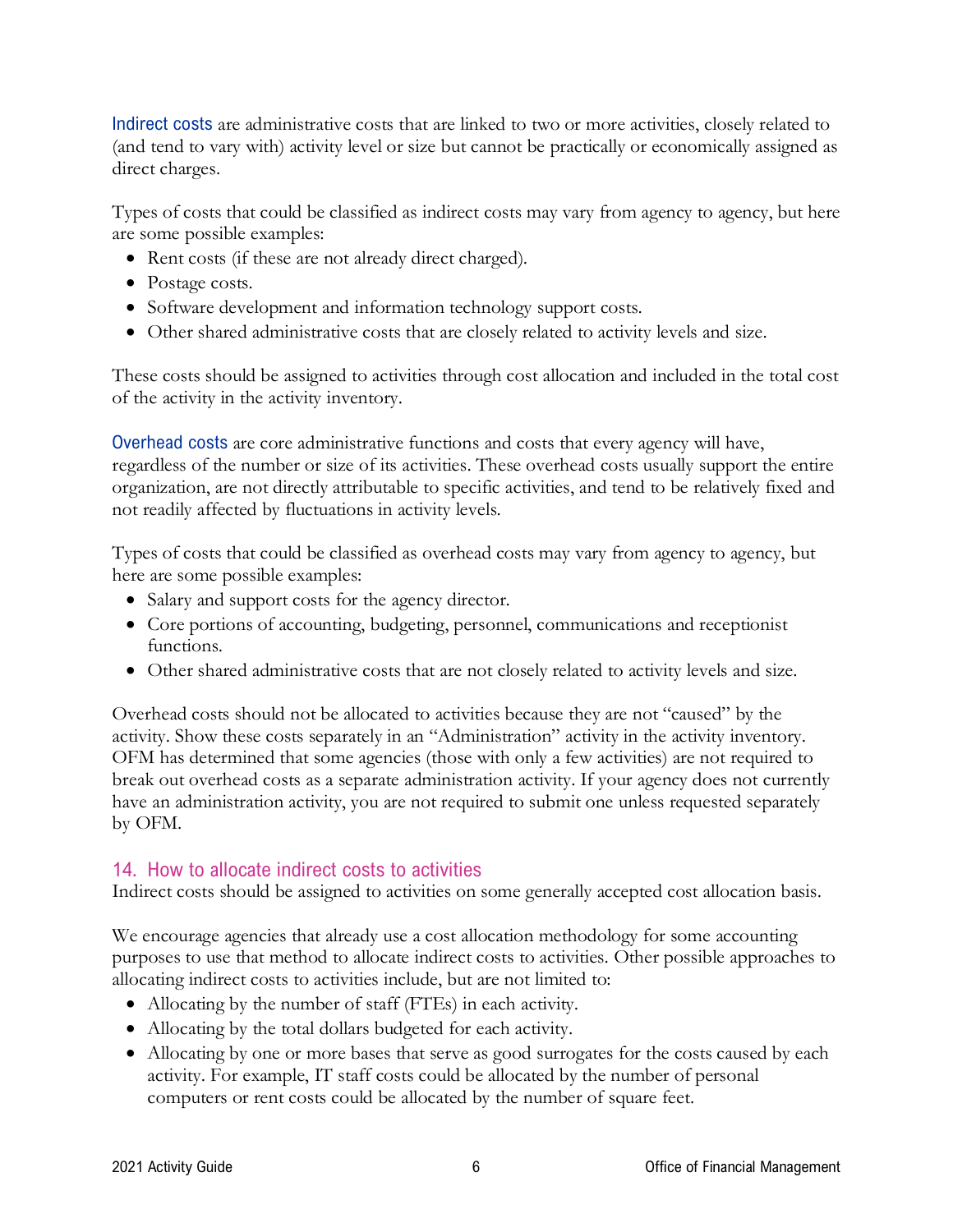**Indirect costs** are administrative costs that are linked to two or more activities, closely related to (and tend to vary with) activity level or size but cannot be practically or economically assigned as direct charges.

Types of costs that could be classified as indirect costs may vary from agency to agency, but here are some possible examples:

- Rent costs (if these are not already direct charged).
- Postage costs.
- Software development and information technology support costs.
- Other shared administrative costs that are closely related to activity levels and size.

These costs should be assigned to activities through cost allocation and included in the total cost of the activity in the activity inventory.

**Overhead costs** are core administrative functions and costs that every agency will have, regardless of the number or size of its activities. These overhead costs usually support the entire organization, are not directly attributable to specific activities, and tend to be relatively fixed and not readily affected by fluctuations in activity levels.

Types of costs that could be classified as overhead costs may vary from agency to agency, but here are some possible examples:

- Salary and support costs for the agency director.
- Core portions of accounting, budgeting, personnel, communications and receptionist functions.
- Other shared administrative costs that are not closely related to activity levels and size.

Overhead costs should not be allocated to activities because they are not "caused" by the activity. Show these costs separately in an "Administration" activity in the activity inventory. OFM has determined that some agencies (those with only a few activities) are not required to break out overhead costs as a separate administration activity. If your agency does not currently have an administration activity, you are not required to submit one unless requested separately by OFM.

## 14. How to allocate indirect costs to activities

Indirect costs should be assigned to activities on some generally accepted cost allocation basis.

We encourage agencies that already use a cost allocation methodology for some accounting purposes to use that method to allocate indirect costs to activities. Other possible approaches to allocating indirect costs to activities include, but are not limited to:

- Allocating by the number of staff (FTEs) in each activity.
- Allocating by the total dollars budgeted for each activity.
- Allocating by one or more bases that serve as good surrogates for the costs caused by each activity. For example, IT staff costs could be allocated by the number of personal computers or rent costs could be allocated by the number of square feet.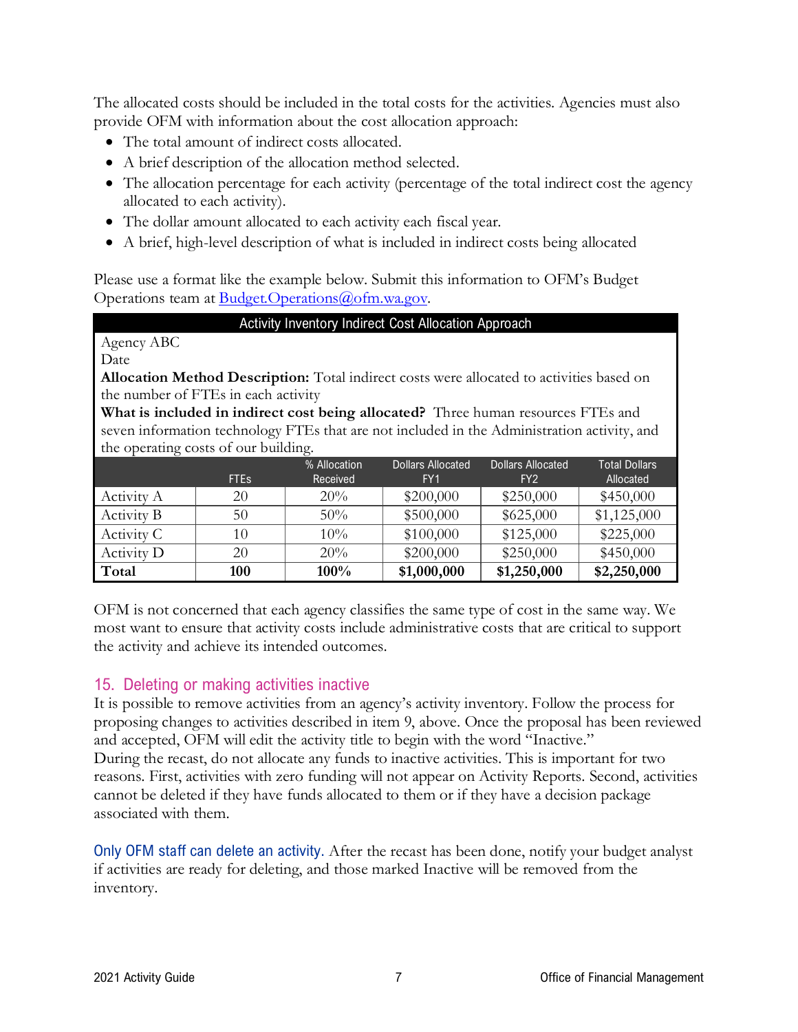The allocated costs should be included in the total costs for the activities. Agencies must also provide OFM with information about the cost allocation approach:

- The total amount of indirect costs allocated.
- A brief description of the allocation method selected.
- The allocation percentage for each activity (percentage of the total indirect cost the agency allocated to each activity).
- The dollar amount allocated to each activity each fiscal year.
- A brief, high-level description of what is included in indirect costs being allocated

Please use a format like the example below. Submit this information to OFM's Budget Operations team at Budget.Operations@ofm.wa.gov.

**Activity Inventory Indirect Cost Allocation Approach**

Agency ABC
Date

**Allocation Method Description:** Total indirect costs were allocated to activities based on the number of FTEs in each activity

**What is included in indirect cost being allocated?** Three human resources FTEs and seven information technology FTEs that are not included in the Administration activity, and the operating costs of our building.

| | FTEs | % Allocation Received | Dollars Allocated FY1 | Dollars Allocated FY2 | Total Dollars Allocated |
|---|---|---|---|---|---|
| Activity A | 20 | 20% | $200,000 | $250,000 | $450,000 |
| Activity B | 50 | 50% | $500,000 | $625,000 | $1,125,000 |
| Activity C | 10 | 10% | $100,000 | $125,000 | $225,000 |
| Activity D | 20 | 20% | $200,000 | $250,000 | $450,000 |
| **Total** | **100** | **100%** | **$1,000,000** | **$1,250,000** | **$2,250,000** |

OFM is not concerned that each agency classifies the same type of cost in the same way. We most want to ensure that activity costs include administrative costs that are critical to support the activity and achieve its intended outcomes.

## 15. Deleting or making activities inactive

It is possible to remove activities from an agency's activity inventory. Follow the process for proposing changes to activities described in item 9, above. Once the proposal has been reviewed and accepted, OFM will edit the activity title to begin with the word "Inactive."
During the recast, do not allocate any funds to inactive activities. This is important for two reasons. First, activities with zero funding will not appear on Activity Reports. Second, activities cannot be deleted if they have funds allocated to them or if they have a decision package associated with them.

Only OFM staff can delete an activity. After the recast has been done, notify your budget analyst if activities are ready for deleting, and those marked Inactive will be removed from the inventory.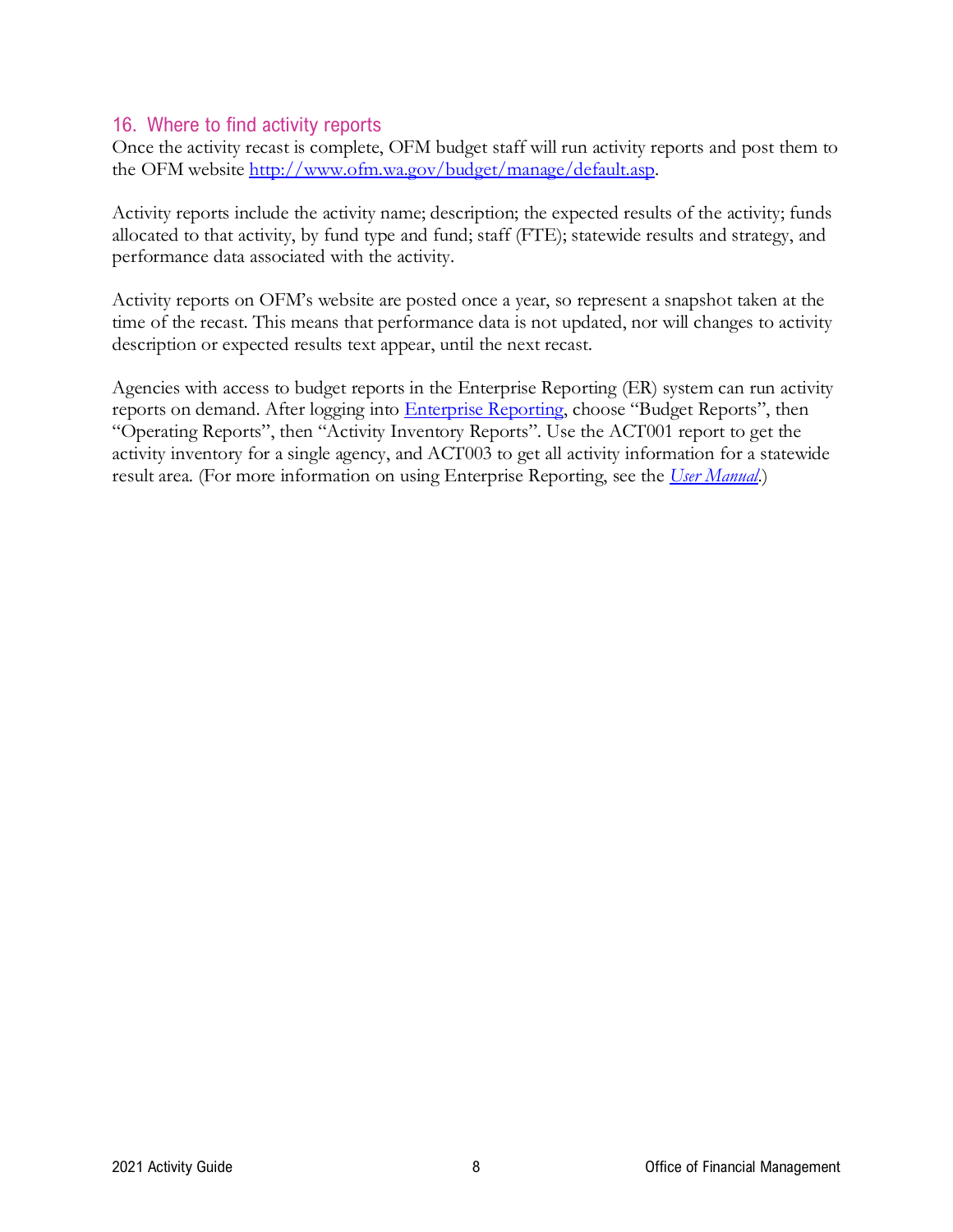## 16. Where to find activity reports

Once the activity recast is complete, OFM budget staff will run activity reports and post them to the OFM website [http://www.ofm.wa.gov/budget/manage/default.asp](http://www.ofm.wa.gov/budget/manage/default.asp).

Activity reports include the activity name; description; the expected results of the activity; funds allocated to that activity, by fund type and fund; staff (FTE); statewide results and strategy, and performance data associated with the activity.

Activity reports on OFM's website are posted once a year, so represent a snapshot taken at the time of the recast. This means that performance data is not updated, nor will changes to activity description or expected results text appear, until the next recast.

Agencies with access to budget reports in the Enterprise Reporting (ER) system can run activity reports on demand. After logging into Enterprise Reporting, choose "Budget Reports", then "Operating Reports", then "Activity Inventory Reports". Use the ACT001 report to get the activity inventory for a single agency, and ACT003 to get all activity information for a statewide result area. (For more information on using Enterprise Reporting, see the *User Manual*.)